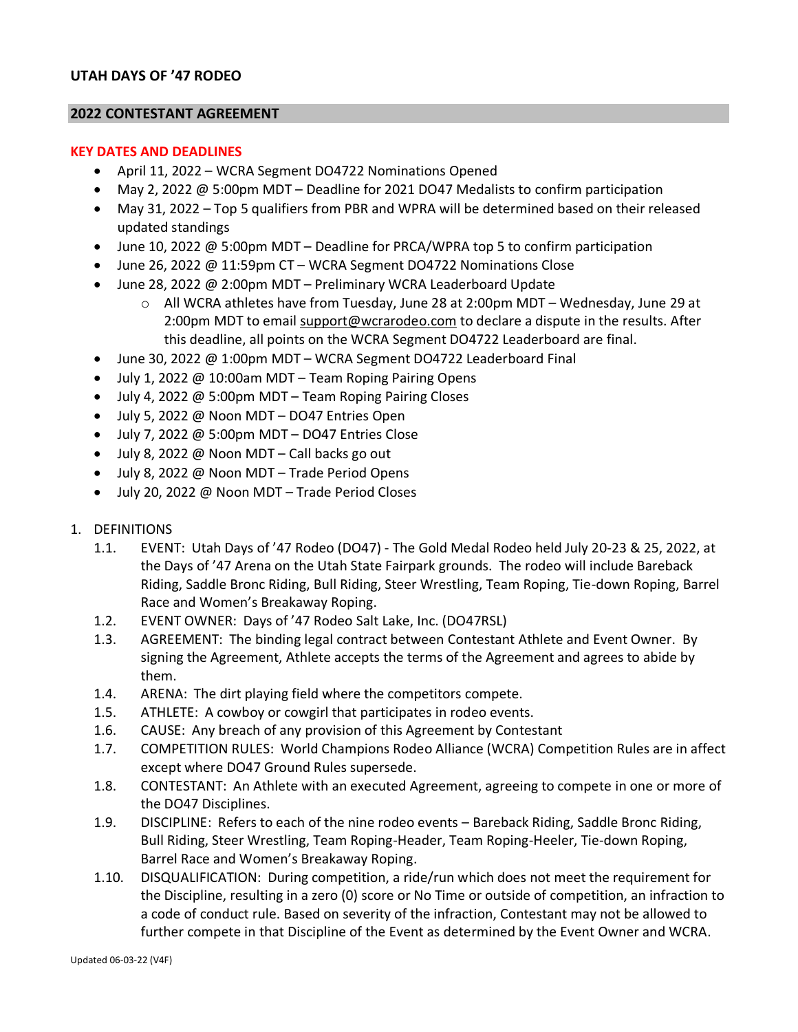# UTAH DAYS OF '47 RODEO

## 2022 CONTESTANT AGREEMENT

### KEY DATES AND DEADLINES

- April 11, 2022 – WCRA Segment DO4722 Nominations Opened
- May 2, 2022 @ 5:00pm MDT – Deadline for 2021 DO47 Medalists to confirm participation
- May 31, 2022 – Top 5 qualifiers from PBR and WPRA will be determined based on their released updated standings
- June 10, 2022 @ 5:00pm MDT – Deadline for PRCA/WPRA top 5 to confirm participation
- June 26, 2022 @ 11:59pm CT – WCRA Segment DO4722 Nominations Close
- June 28, 2022 @ 2:00pm MDT – Preliminary WCRA Leaderboard Update
  - All WCRA athletes have from Tuesday, June 28 at 2:00pm MDT – Wednesday, June 29 at 2:00pm MDT to email support@wcrarodeo.com to declare a dispute in the results. After this deadline, all points on the WCRA Segment DO4722 Leaderboard are final.
- June 30, 2022 @ 1:00pm MDT – WCRA Segment DO4722 Leaderboard Final
- July 1, 2022 @ 10:00am MDT – Team Roping Pairing Opens
- July 4, 2022 @ 5:00pm MDT – Team Roping Pairing Closes
- July 5, 2022 @ Noon MDT – DO47 Entries Open
- July 7, 2022 @ 5:00pm MDT – DO47 Entries Close
- July 8, 2022 @ Noon MDT – Call backs go out
- July 8, 2022 @ Noon MDT – Trade Period Opens
- July 20, 2022 @ Noon MDT – Trade Period Closes

1. DEFINITIONS
   - 1.1. EVENT: Utah Days of '47 Rodeo (DO47) - The Gold Medal Rodeo held July 20-23 & 25, 2022, at the Days of '47 Arena on the Utah State Fairpark grounds. The rodeo will include Bareback Riding, Saddle Bronc Riding, Bull Riding, Steer Wrestling, Team Roping, Tie-down Roping, Barrel Race and Women's Breakaway Roping.
   - 1.2. EVENT OWNER: Days of '47 Rodeo Salt Lake, Inc. (DO47RSL)
   - 1.3. AGREEMENT: The binding legal contract between Contestant Athlete and Event Owner. By signing the Agreement, Athlete accepts the terms of the Agreement and agrees to abide by them.
   - 1.4. ARENA: The dirt playing field where the competitors compete.
   - 1.5. ATHLETE: A cowboy or cowgirl that participates in rodeo events.
   - 1.6. CAUSE: Any breach of any provision of this Agreement by Contestant
   - 1.7. COMPETITION RULES: World Champions Rodeo Alliance (WCRA) Competition Rules are in affect except where DO47 Ground Rules supersede.
   - 1.8. CONTESTANT: An Athlete with an executed Agreement, agreeing to compete in one or more of the DO47 Disciplines.
   - 1.9. DISCIPLINE: Refers to each of the nine rodeo events – Bareback Riding, Saddle Bronc Riding, Bull Riding, Steer Wrestling, Team Roping-Header, Team Roping-Heeler, Tie-down Roping, Barrel Race and Women's Breakaway Roping.
   - 1.10. DISQUALIFICATION: During competition, a ride/run which does not meet the requirement for the Discipline, resulting in a zero (0) score or No Time or outside of competition, an infraction to a code of conduct rule. Based on severity of the infraction, Contestant may not be allowed to further compete in that Discipline of the Event as determined by the Event Owner and WCRA.

Updated 06-03-22 (V4F)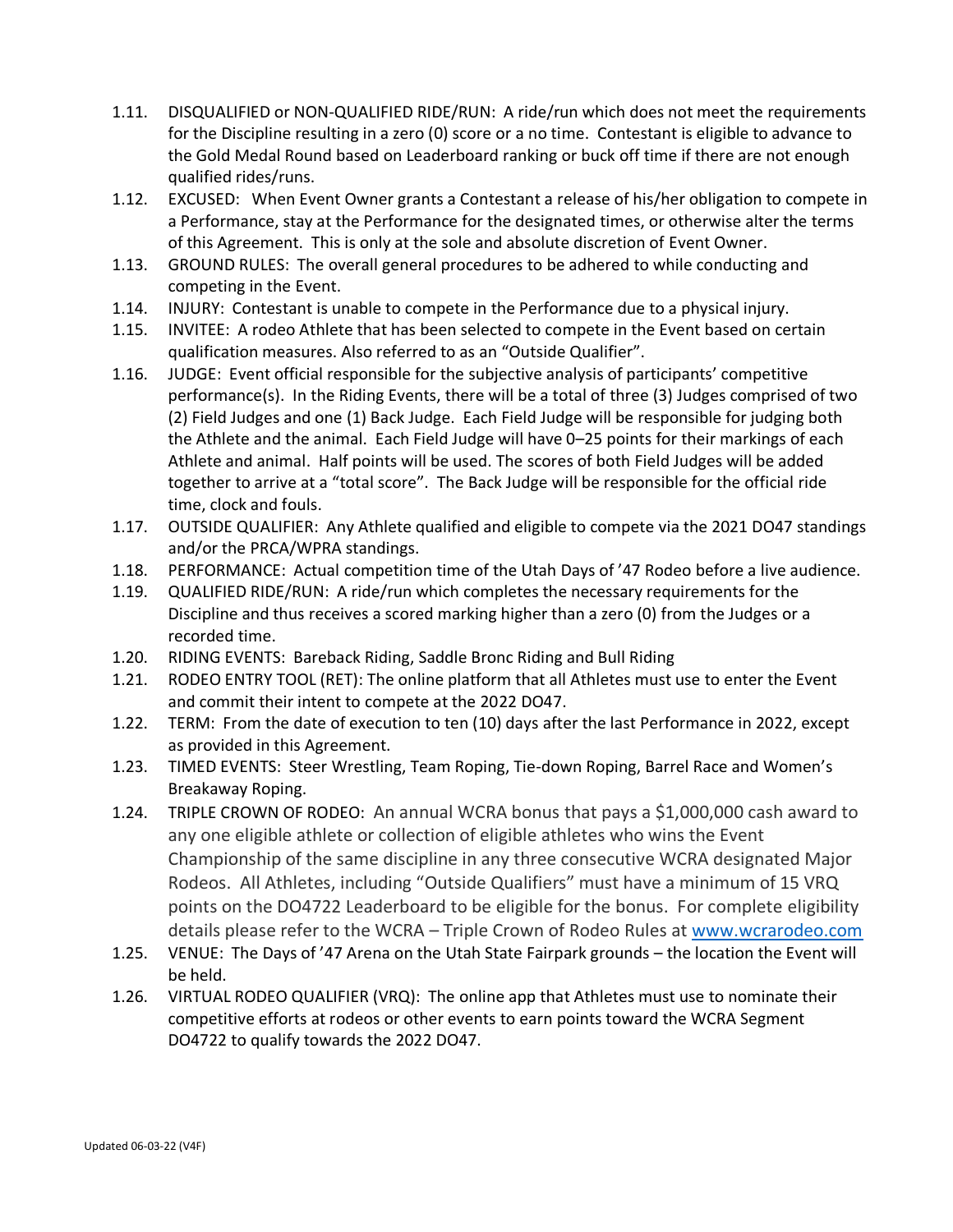1.11. DISQUALIFIED or NON-QUALIFIED RIDE/RUN: A ride/run which does not meet the requirements for the Discipline resulting in a zero (0) score or a no time. Contestant is eligible to advance to the Gold Medal Round based on Leaderboard ranking or buck off time if there are not enough qualified rides/runs.

1.12. EXCUSED: When Event Owner grants a Contestant a release of his/her obligation to compete in a Performance, stay at the Performance for the designated times, or otherwise alter the terms of this Agreement. This is only at the sole and absolute discretion of Event Owner.

1.13. GROUND RULES: The overall general procedures to be adhered to while conducting and competing in the Event.

1.14. INJURY: Contestant is unable to compete in the Performance due to a physical injury.

1.15. INVITEE: A rodeo Athlete that has been selected to compete in the Event based on certain qualification measures. Also referred to as an "Outside Qualifier".

1.16. JUDGE: Event official responsible for the subjective analysis of participants' competitive performance(s). In the Riding Events, there will be a total of three (3) Judges comprised of two (2) Field Judges and one (1) Back Judge. Each Field Judge will be responsible for judging both the Athlete and the animal. Each Field Judge will have 0–25 points for their markings of each Athlete and animal. Half points will be used. The scores of both Field Judges will be added together to arrive at a "total score". The Back Judge will be responsible for the official ride time, clock and fouls.

1.17. OUTSIDE QUALIFIER: Any Athlete qualified and eligible to compete via the 2021 DO47 standings and/or the PRCA/WPRA standings.

1.18. PERFORMANCE: Actual competition time of the Utah Days of '47 Rodeo before a live audience.

1.19. QUALIFIED RIDE/RUN: A ride/run which completes the necessary requirements for the Discipline and thus receives a scored marking higher than a zero (0) from the Judges or a recorded time.

1.20. RIDING EVENTS: Bareback Riding, Saddle Bronc Riding and Bull Riding

1.21. RODEO ENTRY TOOL (RET): The online platform that all Athletes must use to enter the Event and commit their intent to compete at the 2022 DO47.

1.22. TERM: From the date of execution to ten (10) days after the last Performance in 2022, except as provided in this Agreement.

1.23. TIMED EVENTS: Steer Wrestling, Team Roping, Tie-down Roping, Barrel Race and Women's Breakaway Roping.

1.24. TRIPLE CROWN OF RODEO: An annual WCRA bonus that pays a $1,000,000 cash award to any one eligible athlete or collection of eligible athletes who wins the Event Championship of the same discipline in any three consecutive WCRA designated Major Rodeos. All Athletes, including "Outside Qualifiers" must have a minimum of 15 VRQ points on the DO4722 Leaderboard to be eligible for the bonus. For complete eligibility details please refer to the WCRA – Triple Crown of Rodeo Rules at [www.wcrarodeo.com](www.wcrarodeo.com)

1.25. VENUE: The Days of '47 Arena on the Utah State Fairpark grounds – the location the Event will be held.

1.26. VIRTUAL RODEO QUALIFIER (VRQ): The online app that Athletes must use to nominate their competitive efforts at rodeos or other events to earn points toward the WCRA Segment DO4722 to qualify towards the 2022 DO47.

Updated 06-03-22 (V4F)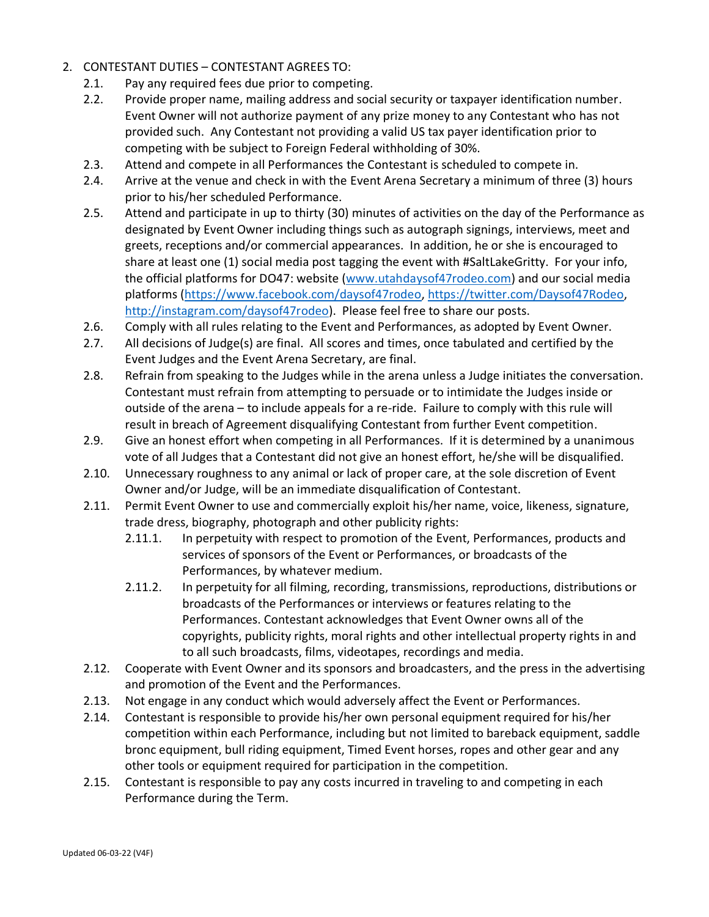2. CONTESTANT DUTIES – CONTESTANT AGREES TO:
   - 2.1. Pay any required fees due prior to competing.
   - 2.2. Provide proper name, mailing address and social security or taxpayer identification number. Event Owner will not authorize payment of any prize money to any Contestant who has not provided such. Any Contestant not providing a valid US tax payer identification prior to competing with be subject to Foreign Federal withholding of 30%.
   - 2.3. Attend and compete in all Performances the Contestant is scheduled to compete in.
   - 2.4. Arrive at the venue and check in with the Event Arena Secretary a minimum of three (3) hours prior to his/her scheduled Performance.
   - 2.5. Attend and participate in up to thirty (30) minutes of activities on the day of the Performance as designated by Event Owner including things such as autograph signings, interviews, meet and greets, receptions and/or commercial appearances. In addition, he or she is encouraged to share at least one (1) social media post tagging the event with #SaltLakeGritty. For your info, the official platforms for DO47: website ([www.utahdaysof47rodeo.com](www.utahdaysof47rodeo.com)) and our social media platforms ([https://www.facebook.com/daysof47rodeo](https://www.facebook.com/daysof47rodeo), [https://twitter.com/Daysof47Rodeo](https://twitter.com/Daysof47Rodeo), [http://instagram.com/daysof47rodeo](http://instagram.com/daysof47rodeo)). Please feel free to share our posts.
   - 2.6. Comply with all rules relating to the Event and Performances, as adopted by Event Owner.
   - 2.7. All decisions of Judge(s) are final. All scores and times, once tabulated and certified by the Event Judges and the Event Arena Secretary, are final.
   - 2.8. Refrain from speaking to the Judges while in the arena unless a Judge initiates the conversation. Contestant must refrain from attempting to persuade or to intimidate the Judges inside or outside of the arena – to include appeals for a re-ride. Failure to comply with this rule will result in breach of Agreement disqualifying Contestant from further Event competition.
   - 2.9. Give an honest effort when competing in all Performances. If it is determined by a unanimous vote of all Judges that a Contestant did not give an honest effort, he/she will be disqualified.
   - 2.10. Unnecessary roughness to any animal or lack of proper care, at the sole discretion of Event Owner and/or Judge, will be an immediate disqualification of Contestant.
   - 2.11. Permit Event Owner to use and commercially exploit his/her name, voice, likeness, signature, trade dress, biography, photograph and other publicity rights:
     - 2.11.1. In perpetuity with respect to promotion of the Event, Performances, products and services of sponsors of the Event or Performances, or broadcasts of the Performances, by whatever medium.
     - 2.11.2. In perpetuity for all filming, recording, transmissions, reproductions, distributions or broadcasts of the Performances or interviews or features relating to the Performances. Contestant acknowledges that Event Owner owns all of the copyrights, publicity rights, moral rights and other intellectual property rights in and to all such broadcasts, films, videotapes, recordings and media.
   - 2.12. Cooperate with Event Owner and its sponsors and broadcasters, and the press in the advertising and promotion of the Event and the Performances.
   - 2.13. Not engage in any conduct which would adversely affect the Event or Performances.
   - 2.14. Contestant is responsible to provide his/her own personal equipment required for his/her competition within each Performance, including but not limited to bareback equipment, saddle bronc equipment, bull riding equipment, Timed Event horses, ropes and other gear and any other tools or equipment required for participation in the competition.
   - 2.15. Contestant is responsible to pay any costs incurred in traveling to and competing in each Performance during the Term.

Updated 06-03-22 (V4F)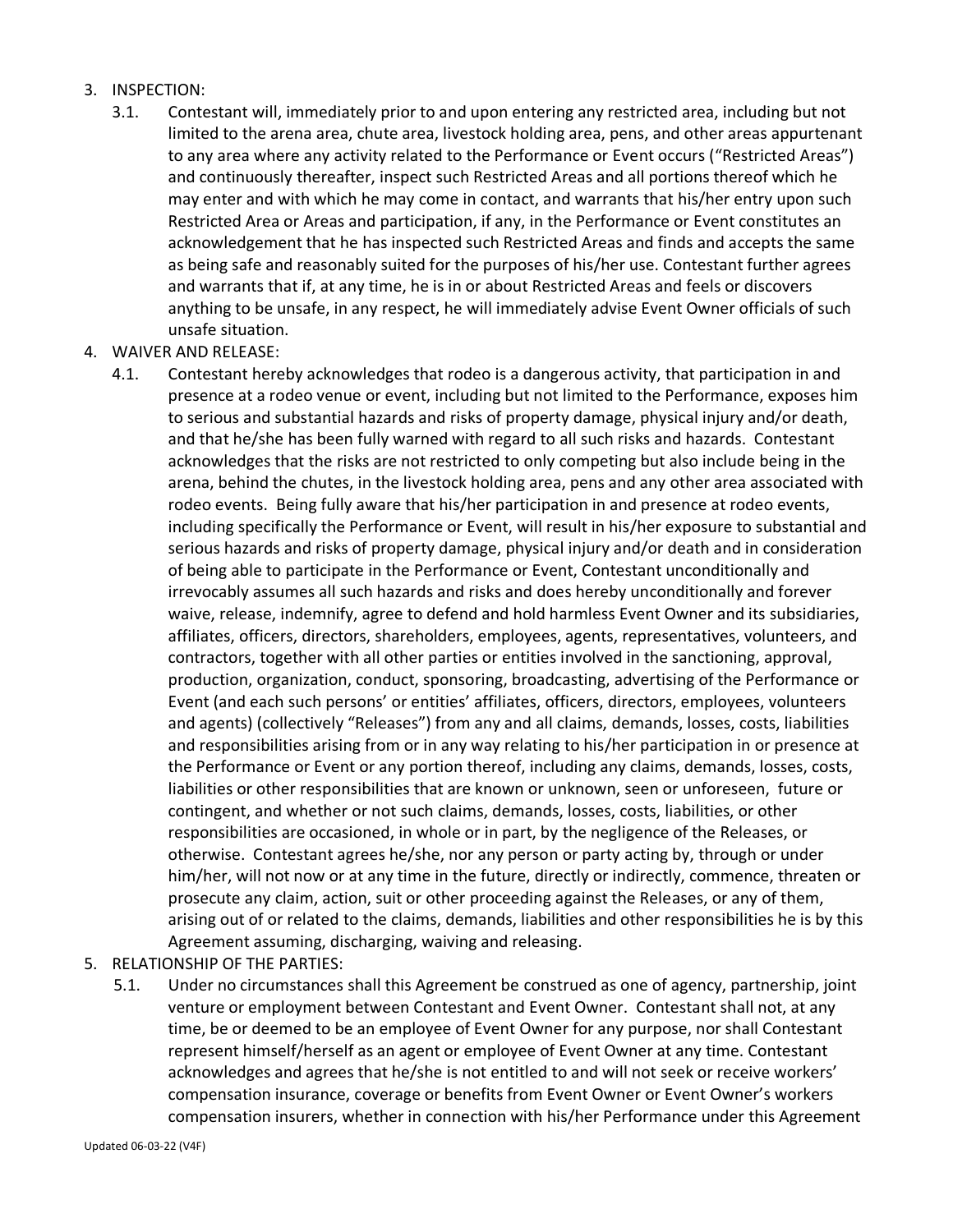3. INSPECTION:
    3.1. Contestant will, immediately prior to and upon entering any restricted area, including but not limited to the arena area, chute area, livestock holding area, pens, and other areas appurtenant to any area where any activity related to the Performance or Event occurs ("Restricted Areas") and continuously thereafter, inspect such Restricted Areas and all portions thereof which he may enter and with which he may come in contact, and warrants that his/her entry upon such Restricted Area or Areas and participation, if any, in the Performance or Event constitutes an acknowledgement that he has inspected such Restricted Areas and finds and accepts the same as being safe and reasonably suited for the purposes of his/her use. Contestant further agrees and warrants that if, at any time, he is in or about Restricted Areas and feels or discovers anything to be unsafe, in any respect, he will immediately advise Event Owner officials of such unsafe situation.
4. WAIVER AND RELEASE:
    4.1. Contestant hereby acknowledges that rodeo is a dangerous activity, that participation in and presence at a rodeo venue or event, including but not limited to the Performance, exposes him to serious and substantial hazards and risks of property damage, physical injury and/or death, and that he/she has been fully warned with regard to all such risks and hazards. Contestant acknowledges that the risks are not restricted to only competing but also include being in the arena, behind the chutes, in the livestock holding area, pens and any other area associated with rodeo events. Being fully aware that his/her participation in and presence at rodeo events, including specifically the Performance or Event, will result in his/her exposure to substantial and serious hazards and risks of property damage, physical injury and/or death and in consideration of being able to participate in the Performance or Event, Contestant unconditionally and irrevocably assumes all such hazards and risks and does hereby unconditionally and forever waive, release, indemnify, agree to defend and hold harmless Event Owner and its subsidiaries, affiliates, officers, directors, shareholders, employees, agents, representatives, volunteers, and contractors, together with all other parties or entities involved in the sanctioning, approval, production, organization, conduct, sponsoring, broadcasting, advertising of the Performance or Event (and each such persons' or entities' affiliates, officers, directors, employees, volunteers and agents) (collectively "Releases") from any and all claims, demands, losses, costs, liabilities and responsibilities arising from or in any way relating to his/her participation in or presence at the Performance or Event or any portion thereof, including any claims, demands, losses, costs, liabilities or other responsibilities that are known or unknown, seen or unforeseen, future or contingent, and whether or not such claims, demands, losses, costs, liabilities, or other responsibilities are occasioned, in whole or in part, by the negligence of the Releases, or otherwise. Contestant agrees he/she, nor any person or party acting by, through or under him/her, will not now or at any time in the future, directly or indirectly, commence, threaten or prosecute any claim, action, suit or other proceeding against the Releases, or any of them, arising out of or related to the claims, demands, liabilities and other responsibilities he is by this Agreement assuming, discharging, waiving and releasing.
5. RELATIONSHIP OF THE PARTIES:
    5.1. Under no circumstances shall this Agreement be construed as one of agency, partnership, joint venture or employment between Contestant and Event Owner. Contestant shall not, at any time, be or deemed to be an employee of Event Owner for any purpose, nor shall Contestant represent himself/herself as an agent or employee of Event Owner at any time. Contestant acknowledges and agrees that he/she is not entitled to and will not seek or receive workers' compensation insurance, coverage or benefits from Event Owner or Event Owner's workers compensation insurers, whether in connection with his/her Performance under this Agreement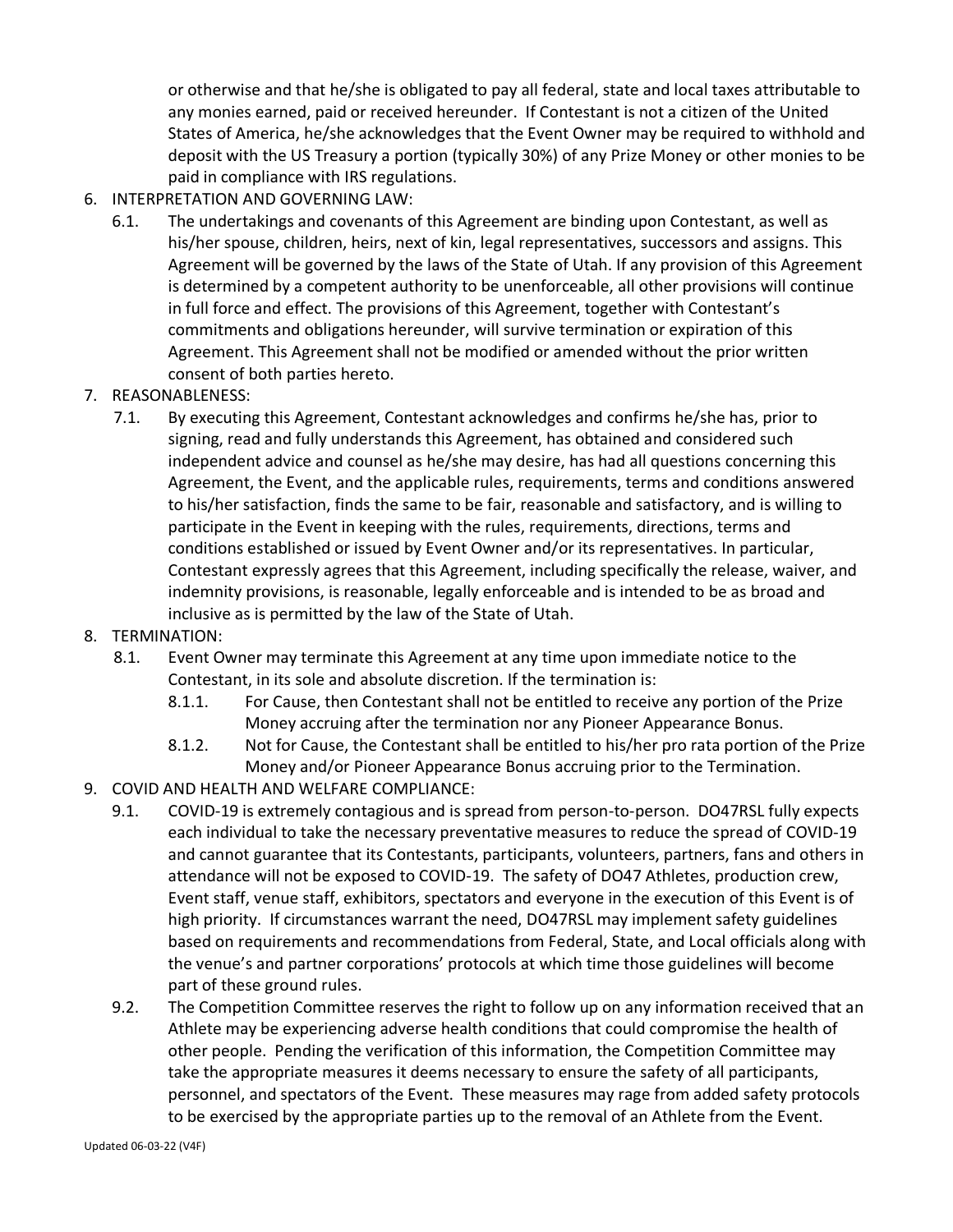or otherwise and that he/she is obligated to pay all federal, state and local taxes attributable to any monies earned, paid or received hereunder. If Contestant is not a citizen of the United States of America, he/she acknowledges that the Event Owner may be required to withhold and deposit with the US Treasury a portion (typically 30%) of any Prize Money or other monies to be paid in compliance with IRS regulations.

6. INTERPRETATION AND GOVERNING LAW:
   - 6.1. The undertakings and covenants of this Agreement are binding upon Contestant, as well as his/her spouse, children, heirs, next of kin, legal representatives, successors and assigns. This Agreement will be governed by the laws of the State of Utah. If any provision of this Agreement is determined by a competent authority to be unenforceable, all other provisions will continue in full force and effect. The provisions of this Agreement, together with Contestant's commitments and obligations hereunder, will survive termination or expiration of this Agreement. This Agreement shall not be modified or amended without the prior written consent of both parties hereto.
7. REASONABLENESS:
   - 7.1. By executing this Agreement, Contestant acknowledges and confirms he/she has, prior to signing, read and fully understands this Agreement, has obtained and considered such independent advice and counsel as he/she may desire, has had all questions concerning this Agreement, the Event, and the applicable rules, requirements, terms and conditions answered to his/her satisfaction, finds the same to be fair, reasonable and satisfactory, and is willing to participate in the Event in keeping with the rules, requirements, directions, terms and conditions established or issued by Event Owner and/or its representatives. In particular, Contestant expressly agrees that this Agreement, including specifically the release, waiver, and indemnity provisions, is reasonable, legally enforceable and is intended to be as broad and inclusive as is permitted by the law of the State of Utah.
8. TERMINATION:
   - 8.1. Event Owner may terminate this Agreement at any time upon immediate notice to the Contestant, in its sole and absolute discretion. If the termination is:
     - 8.1.1. For Cause, then Contestant shall not be entitled to receive any portion of the Prize Money accruing after the termination nor any Pioneer Appearance Bonus.
     - 8.1.2. Not for Cause, the Contestant shall be entitled to his/her pro rata portion of the Prize Money and/or Pioneer Appearance Bonus accruing prior to the Termination.
9. COVID AND HEALTH AND WELFARE COMPLIANCE:
   - 9.1. COVID-19 is extremely contagious and is spread from person-to-person. DO47RSL fully expects each individual to take the necessary preventative measures to reduce the spread of COVID-19 and cannot guarantee that its Contestants, participants, volunteers, partners, fans and others in attendance will not be exposed to COVID-19. The safety of DO47 Athletes, production crew, Event staff, venue staff, exhibitors, spectators and everyone in the execution of this Event is of high priority. If circumstances warrant the need, DO47RSL may implement safety guidelines based on requirements and recommendations from Federal, State, and Local officials along with the venue's and partner corporations' protocols at which time those guidelines will become part of these ground rules.
   - 9.2. The Competition Committee reserves the right to follow up on any information received that an Athlete may be experiencing adverse health conditions that could compromise the health of other people. Pending the verification of this information, the Competition Committee may take the appropriate measures it deems necessary to ensure the safety of all participants, personnel, and spectators of the Event. These measures may rage from added safety protocols to be exercised by the appropriate parties up to the removal of an Athlete from the Event.

Updated 06-03-22 (V4F)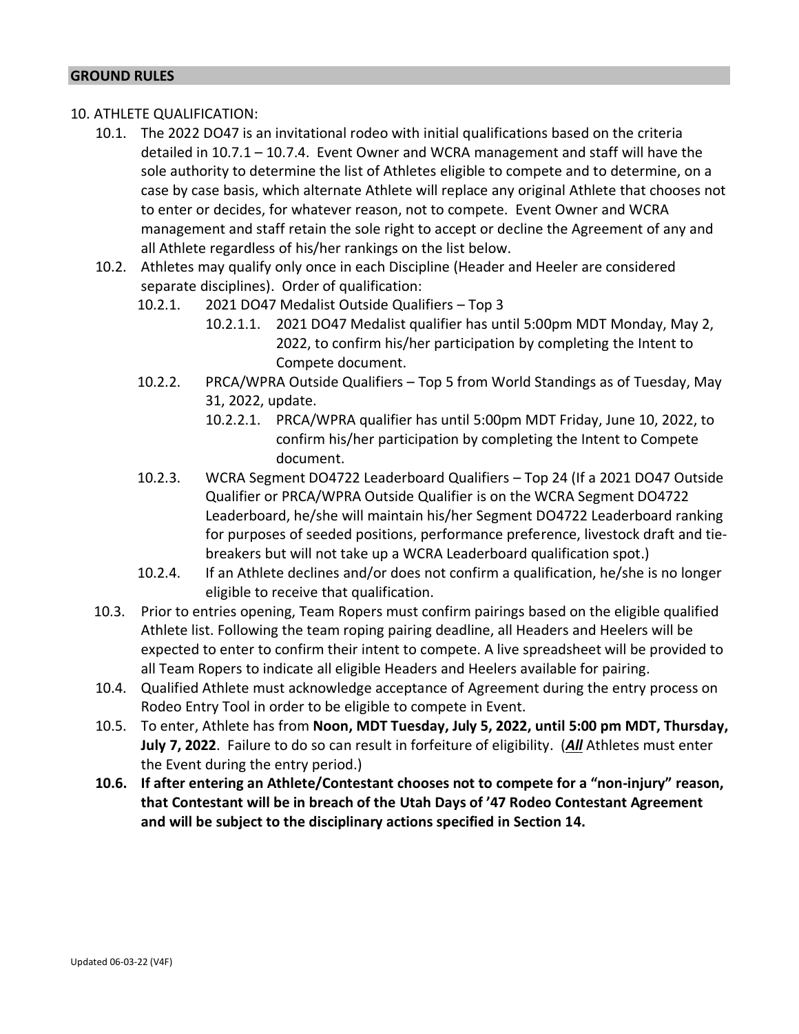## GROUND RULES

10. ATHLETE QUALIFICATION:

- 10.1. The 2022 DO47 is an invitational rodeo with initial qualifications based on the criteria detailed in 10.7.1 – 10.7.4. Event Owner and WCRA management and staff will have the sole authority to determine the list of Athletes eligible to compete and to determine, on a case by case basis, which alternate Athlete will replace any original Athlete that chooses not to enter or decides, for whatever reason, not to compete. Event Owner and WCRA management and staff retain the sole right to accept or decline the Agreement of any and all Athlete regardless of his/her rankings on the list below.
- 10.2. Athletes may qualify only once in each Discipline (Header and Heeler are considered separate disciplines). Order of qualification:
  - 10.2.1. 2021 DO47 Medalist Outside Qualifiers – Top 3
    - 10.2.1.1. 2021 DO47 Medalist qualifier has until 5:00pm MDT Monday, May 2, 2022, to confirm his/her participation by completing the Intent to Compete document.
  - 10.2.2. PRCA/WPRA Outside Qualifiers – Top 5 from World Standings as of Tuesday, May 31, 2022, update.
    - 10.2.2.1. PRCA/WPRA qualifier has until 5:00pm MDT Friday, June 10, 2022, to confirm his/her participation by completing the Intent to Compete document.
  - 10.2.3. WCRA Segment DO4722 Leaderboard Qualifiers – Top 24 (If a 2021 DO47 Outside Qualifier or PRCA/WPRA Outside Qualifier is on the WCRA Segment DO4722 Leaderboard, he/she will maintain his/her Segment DO4722 Leaderboard ranking for purposes of seeded positions, performance preference, livestock draft and tie-breakers but will not take up a WCRA Leaderboard qualification spot.)
  - 10.2.4. If an Athlete declines and/or does not confirm a qualification, he/she is no longer eligible to receive that qualification.
- 10.3. Prior to entries opening, Team Ropers must confirm pairings based on the eligible qualified Athlete list. Following the team roping pairing deadline, all Headers and Heelers will be expected to enter to confirm their intent to compete. A live spreadsheet will be provided to all Team Ropers to indicate all eligible Headers and Heelers available for pairing.
- 10.4. Qualified Athlete must acknowledge acceptance of Agreement during the entry process on Rodeo Entry Tool in order to be eligible to compete in Event.
- 10.5. To enter, Athlete has from **Noon, MDT Tuesday, July 5, 2022, until 5:00 pm MDT, Thursday, July 7, 2022**. Failure to do so can result in forfeiture of eligibility. (***All*** Athletes must enter the Event during the entry period.)
- **10.6. If after entering an Athlete/Contestant chooses not to compete for a "non-injury" reason, that Contestant will be in breach of the Utah Days of '47 Rodeo Contestant Agreement and will be subject to the disciplinary actions specified in Section 14.**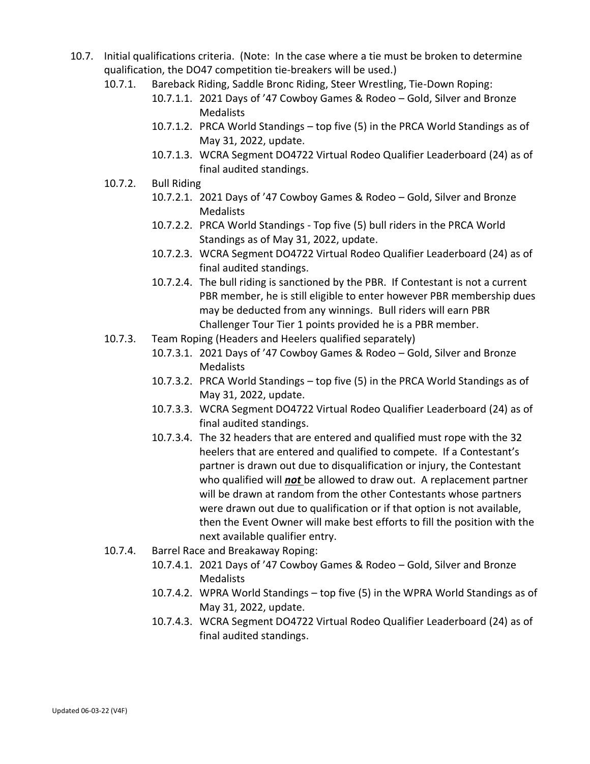- 10.7. Initial qualifications criteria. (Note: In the case where a tie must be broken to determine qualification, the DO47 competition tie-breakers will be used.)
  - 10.7.1. Bareback Riding, Saddle Bronc Riding, Steer Wrestling, Tie-Down Roping:
    - 10.7.1.1. 2021 Days of '47 Cowboy Games & Rodeo – Gold, Silver and Bronze Medalists
    - 10.7.1.2. PRCA World Standings – top five (5) in the PRCA World Standings as of May 31, 2022, update.
    - 10.7.1.3. WCRA Segment DO4722 Virtual Rodeo Qualifier Leaderboard (24) as of final audited standings.
  - 10.7.2. Bull Riding
    - 10.7.2.1. 2021 Days of '47 Cowboy Games & Rodeo – Gold, Silver and Bronze Medalists
    - 10.7.2.2. PRCA World Standings - Top five (5) bull riders in the PRCA World Standings as of May 31, 2022, update.
    - 10.7.2.3. WCRA Segment DO4722 Virtual Rodeo Qualifier Leaderboard (24) as of final audited standings.
    - 10.7.2.4. The bull riding is sanctioned by the PBR. If Contestant is not a current PBR member, he is still eligible to enter however PBR membership dues may be deducted from any winnings. Bull riders will earn PBR Challenger Tour Tier 1 points provided he is a PBR member.
  - 10.7.3. Team Roping (Headers and Heelers qualified separately)
    - 10.7.3.1. 2021 Days of '47 Cowboy Games & Rodeo – Gold, Silver and Bronze Medalists
    - 10.7.3.2. PRCA World Standings – top five (5) in the PRCA World Standings as of May 31, 2022, update.
    - 10.7.3.3. WCRA Segment DO4722 Virtual Rodeo Qualifier Leaderboard (24) as of final audited standings.
    - 10.7.3.4. The 32 headers that are entered and qualified must rope with the 32 heelers that are entered and qualified to compete. If a Contestant's partner is drawn out due to disqualification or injury, the Contestant who qualified will ***not*** be allowed to draw out. A replacement partner will be drawn at random from the other Contestants whose partners were drawn out due to qualification or if that option is not available, then the Event Owner will make best efforts to fill the position with the next available qualifier entry.
  - 10.7.4. Barrel Race and Breakaway Roping:
    - 10.7.4.1. 2021 Days of '47 Cowboy Games & Rodeo – Gold, Silver and Bronze Medalists
    - 10.7.4.2. WPRA World Standings – top five (5) in the WPRA World Standings as of May 31, 2022, update.
    - 10.7.4.3. WCRA Segment DO4722 Virtual Rodeo Qualifier Leaderboard (24) as of final audited standings.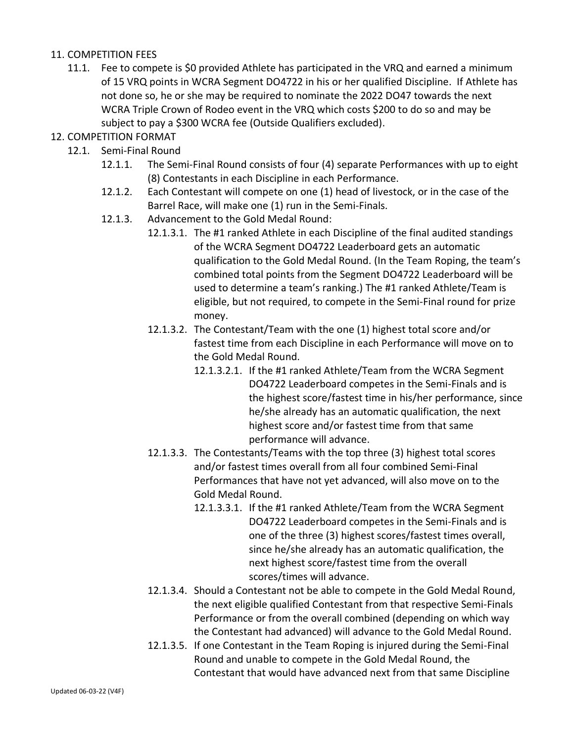## 11. COMPETITION FEES

11.1. Fee to compete is $0 provided Athlete has participated in the VRQ and earned a minimum of 15 VRQ points in WCRA Segment DO4722 in his or her qualified Discipline. If Athlete has not done so, he or she may be required to nominate the 2022 DO47 towards the next WCRA Triple Crown of Rodeo event in the VRQ which costs $200 to do so and may be subject to pay a $300 WCRA fee (Outside Qualifiers excluded).

## 12. COMPETITION FORMAT

12.1. Semi-Final Round

12.1.1. The Semi-Final Round consists of four (4) separate Performances with up to eight (8) Contestants in each Discipline in each Performance.

12.1.2. Each Contestant will compete on one (1) head of livestock, or in the case of the Barrel Race, will make one (1) run in the Semi-Finals.

12.1.3. Advancement to the Gold Medal Round:

12.1.3.1. The #1 ranked Athlete in each Discipline of the final audited standings of the WCRA Segment DO4722 Leaderboard gets an automatic qualification to the Gold Medal Round. (In the Team Roping, the team's combined total points from the Segment DO4722 Leaderboard will be used to determine a team's ranking.) The #1 ranked Athlete/Team is eligible, but not required, to compete in the Semi-Final round for prize money.

12.1.3.2. The Contestant/Team with the one (1) highest total score and/or fastest time from each Discipline in each Performance will move on to the Gold Medal Round.

12.1.3.2.1. If the #1 ranked Athlete/Team from the WCRA Segment DO4722 Leaderboard competes in the Semi-Finals and is the highest score/fastest time in his/her performance, since he/she already has an automatic qualification, the next highest score and/or fastest time from that same performance will advance.

12.1.3.3. The Contestants/Teams with the top three (3) highest total scores and/or fastest times overall from all four combined Semi-Final Performances that have not yet advanced, will also move on to the Gold Medal Round.

12.1.3.3.1. If the #1 ranked Athlete/Team from the WCRA Segment DO4722 Leaderboard competes in the Semi-Finals and is one of the three (3) highest scores/fastest times overall, since he/she already has an automatic qualification, the next highest score/fastest time from the overall scores/times will advance.

12.1.3.4. Should a Contestant not be able to compete in the Gold Medal Round, the next eligible qualified Contestant from that respective Semi-Finals Performance or from the overall combined (depending on which way the Contestant had advanced) will advance to the Gold Medal Round.

12.1.3.5. If one Contestant in the Team Roping is injured during the Semi-Final Round and unable to compete in the Gold Medal Round, the Contestant that would have advanced next from that same Discipline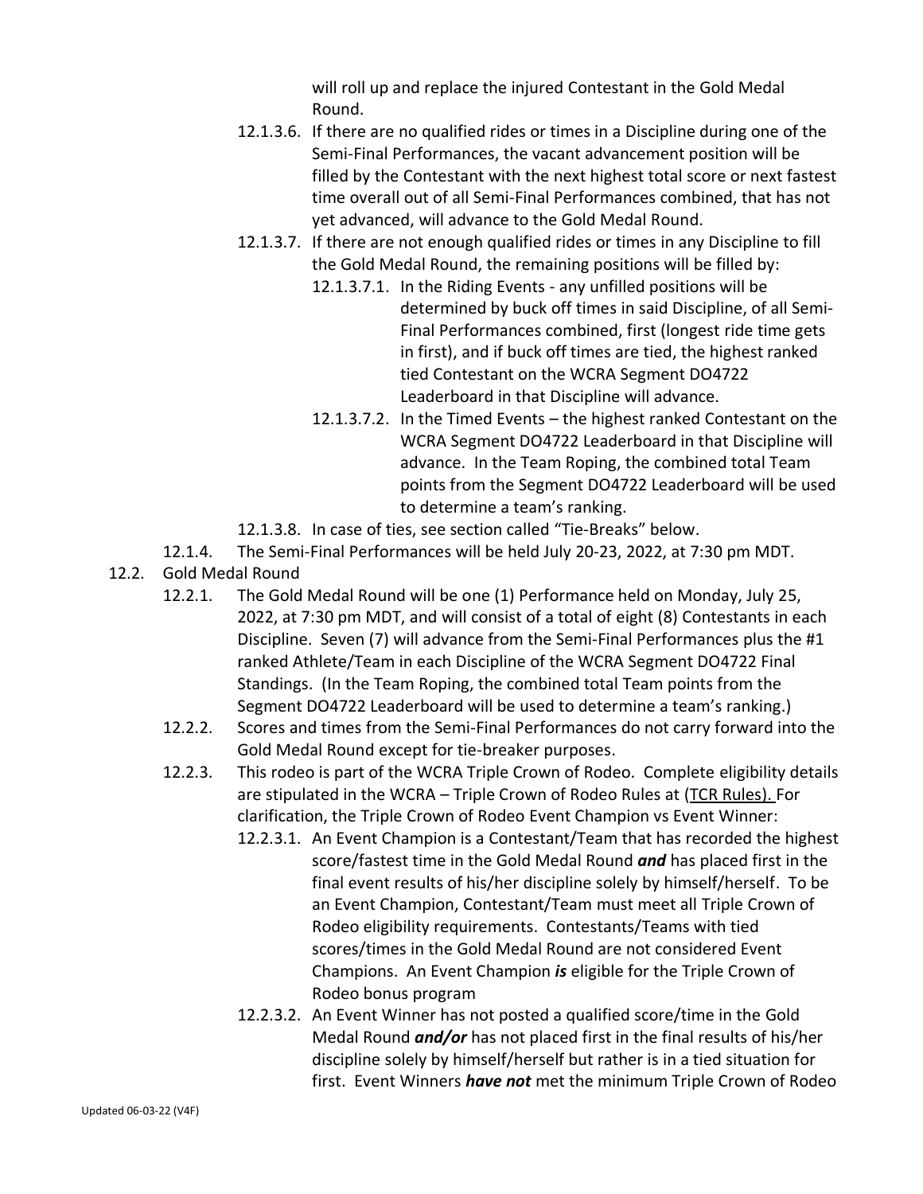will roll up and replace the injured Contestant in the Gold Medal Round.

- 12.1.3.6. If there are no qualified rides or times in a Discipline during one of the Semi-Final Performances, the vacant advancement position will be filled by the Contestant with the next highest total score or next fastest time overall out of all Semi-Final Performances combined, that has not yet advanced, will advance to the Gold Medal Round.
- 12.1.3.7. If there are not enough qualified rides or times in any Discipline to fill the Gold Medal Round, the remaining positions will be filled by:
  - 12.1.3.7.1. In the Riding Events - any unfilled positions will be determined by buck off times in said Discipline, of all Semi-Final Performances combined, first (longest ride time gets in first), and if buck off times are tied, the highest ranked tied Contestant on the WCRA Segment DO4722 Leaderboard in that Discipline will advance.
  - 12.1.3.7.2. In the Timed Events – the highest ranked Contestant on the WCRA Segment DO4722 Leaderboard in that Discipline will advance. In the Team Roping, the combined total Team points from the Segment DO4722 Leaderboard will be used to determine a team's ranking.
- 12.1.3.8. In case of ties, see section called "Tie-Breaks" below.

12.1.4. The Semi-Final Performances will be held July 20-23, 2022, at 7:30 pm MDT.

## 12.2. Gold Medal Round

12.2.1. The Gold Medal Round will be one (1) Performance held on Monday, July 25, 2022, at 7:30 pm MDT, and will consist of a total of eight (8) Contestants in each Discipline. Seven (7) will advance from the Semi-Final Performances plus the #1 ranked Athlete/Team in each Discipline of the WCRA Segment DO4722 Final Standings. (In the Team Roping, the combined total Team points from the Segment DO4722 Leaderboard will be used to determine a team's ranking.)

12.2.2. Scores and times from the Semi-Final Performances do not carry forward into the Gold Medal Round except for tie-breaker purposes.

12.2.3. This rodeo is part of the WCRA Triple Crown of Rodeo. Complete eligibility details are stipulated in the WCRA – Triple Crown of Rodeo Rules at (TCR Rules). For clarification, the Triple Crown of Rodeo Event Champion vs Event Winner:

- 12.2.3.1. An Event Champion is a Contestant/Team that has recorded the highest score/fastest time in the Gold Medal Round ***and*** has placed first in the final event results of his/her discipline solely by himself/herself. To be an Event Champion, Contestant/Team must meet all Triple Crown of Rodeo eligibility requirements. Contestants/Teams with tied scores/times in the Gold Medal Round are not considered Event Champions. An Event Champion ***is*** eligible for the Triple Crown of Rodeo bonus program
- 12.2.3.2. An Event Winner has not posted a qualified score/time in the Gold Medal Round ***and/or*** has not placed first in the final results of his/her discipline solely by himself/herself but rather is in a tied situation for first. Event Winners ***have not*** met the minimum Triple Crown of Rodeo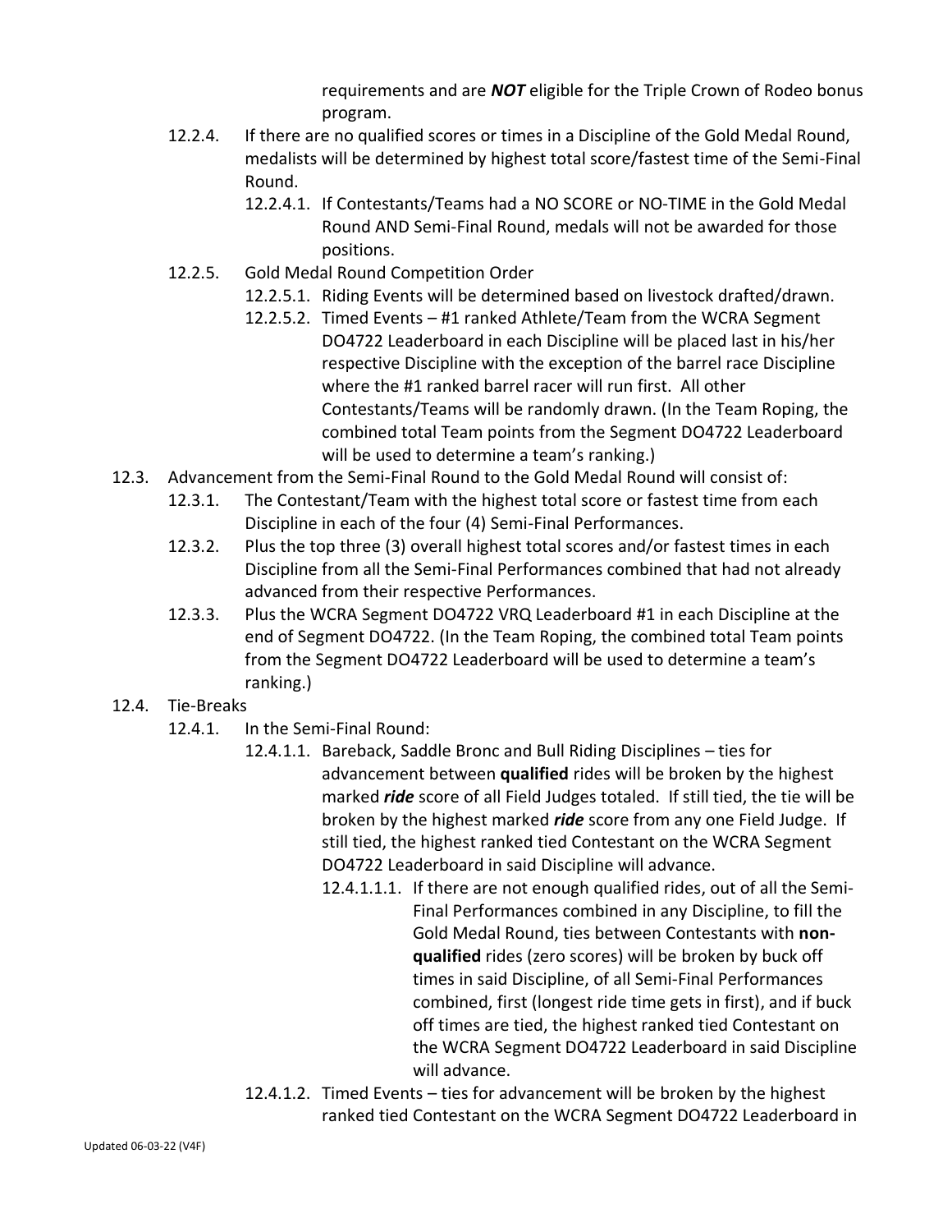requirements and are ***NOT*** eligible for the Triple Crown of Rodeo bonus program.

- 12.2.4. If there are no qualified scores or times in a Discipline of the Gold Medal Round, medalists will be determined by highest total score/fastest time of the Semi-Final Round.
  - 12.2.4.1. If Contestants/Teams had a NO SCORE or NO-TIME in the Gold Medal Round AND Semi-Final Round, medals will not be awarded for those positions.
- 12.2.5. Gold Medal Round Competition Order
  - 12.2.5.1. Riding Events will be determined based on livestock drafted/drawn.
  - 12.2.5.2. Timed Events – #1 ranked Athlete/Team from the WCRA Segment DO4722 Leaderboard in each Discipline will be placed last in his/her respective Discipline with the exception of the barrel race Discipline where the #1 ranked barrel racer will run first. All other Contestants/Teams will be randomly drawn. (In the Team Roping, the combined total Team points from the Segment DO4722 Leaderboard will be used to determine a team's ranking.)

- 12.3. Advancement from the Semi-Final Round to the Gold Medal Round will consist of:
  - 12.3.1. The Contestant/Team with the highest total score or fastest time from each Discipline in each of the four (4) Semi-Final Performances.
  - 12.3.2. Plus the top three (3) overall highest total scores and/or fastest times in each Discipline from all the Semi-Final Performances combined that had not already advanced from their respective Performances.
  - 12.3.3. Plus the WCRA Segment DO4722 VRQ Leaderboard #1 in each Discipline at the end of Segment DO4722. (In the Team Roping, the combined total Team points from the Segment DO4722 Leaderboard will be used to determine a team's ranking.)

- 12.4. Tie-Breaks
  - 12.4.1. In the Semi-Final Round:
    - 12.4.1.1. Bareback, Saddle Bronc and Bull Riding Disciplines – ties for advancement between **qualified** rides will be broken by the highest marked ***ride*** score of all Field Judges totaled. If still tied, the tie will be broken by the highest marked ***ride*** score from any one Field Judge. If still tied, the highest ranked tied Contestant on the WCRA Segment DO4722 Leaderboard in said Discipline will advance.
      - 12.4.1.1.1. If there are not enough qualified rides, out of all the Semi-Final Performances combined in any Discipline, to fill the Gold Medal Round, ties between Contestants with **non-qualified** rides (zero scores) will be broken by buck off times in said Discipline, of all Semi-Final Performances combined, first (longest ride time gets in first), and if buck off times are tied, the highest ranked tied Contestant on the WCRA Segment DO4722 Leaderboard in said Discipline will advance.
    - 12.4.1.2. Timed Events – ties for advancement will be broken by the highest ranked tied Contestant on the WCRA Segment DO4722 Leaderboard in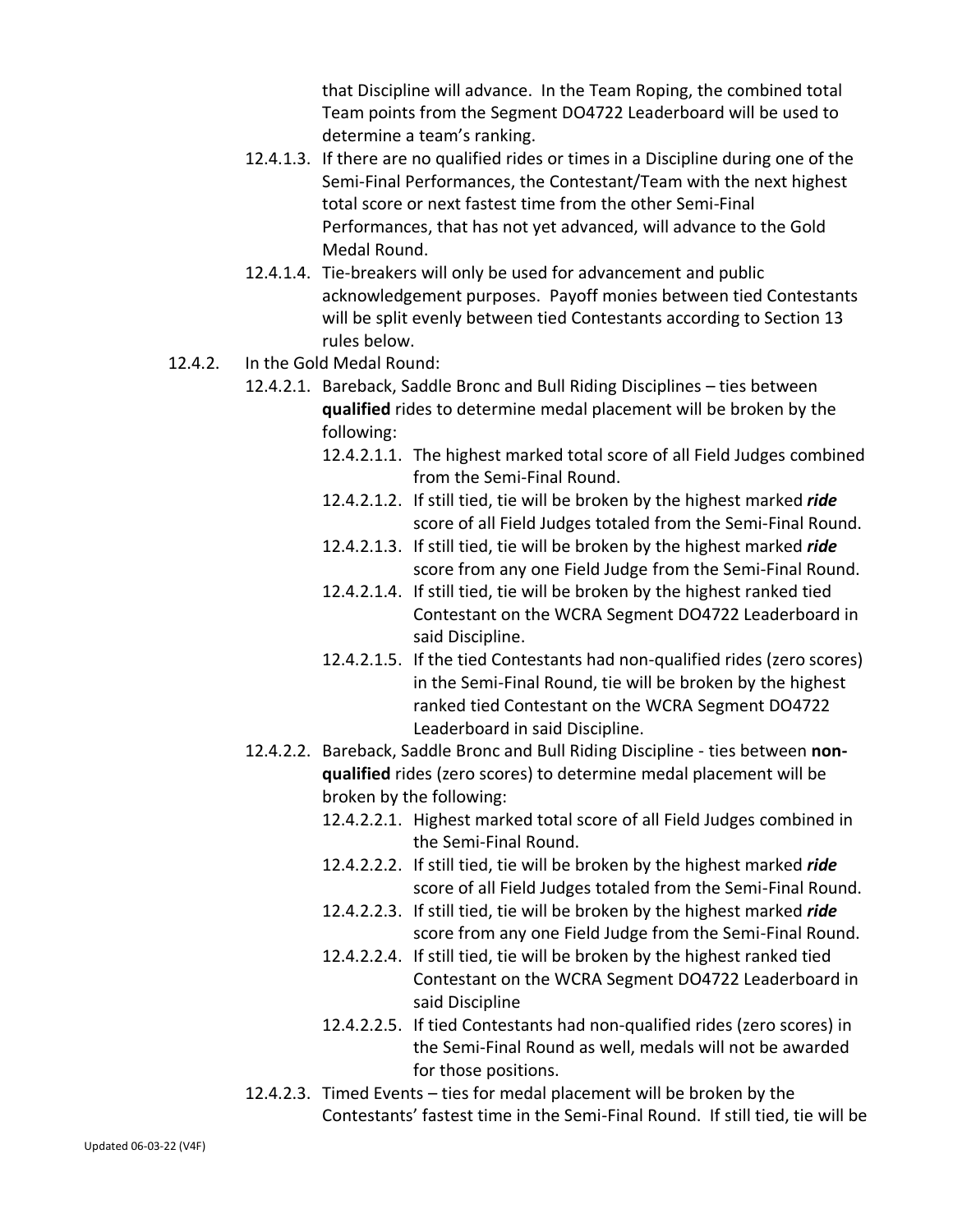that Discipline will advance. In the Team Roping, the combined total Team points from the Segment DO4722 Leaderboard will be used to determine a team's ranking.

- 12.4.1.3. If there are no qualified rides or times in a Discipline during one of the Semi-Final Performances, the Contestant/Team with the next highest total score or next fastest time from the other Semi-Final Performances, that has not yet advanced, will advance to the Gold Medal Round.
- 12.4.1.4. Tie-breakers will only be used for advancement and public acknowledgement purposes. Payoff monies between tied Contestants will be split evenly between tied Contestants according to Section 13 rules below.

12.4.2. In the Gold Medal Round:

- 12.4.2.1. Bareback, Saddle Bronc and Bull Riding Disciplines – ties between **qualified** rides to determine medal placement will be broken by the following:
  - 12.4.2.1.1. The highest marked total score of all Field Judges combined from the Semi-Final Round.
  - 12.4.2.1.2. If still tied, tie will be broken by the highest marked ***ride*** score of all Field Judges totaled from the Semi-Final Round.
  - 12.4.2.1.3. If still tied, tie will be broken by the highest marked ***ride*** score from any one Field Judge from the Semi-Final Round.
  - 12.4.2.1.4. If still tied, tie will be broken by the highest ranked tied Contestant on the WCRA Segment DO4722 Leaderboard in said Discipline.
  - 12.4.2.1.5. If the tied Contestants had non-qualified rides (zero scores) in the Semi-Final Round, tie will be broken by the highest ranked tied Contestant on the WCRA Segment DO4722 Leaderboard in said Discipline.
- 12.4.2.2. Bareback, Saddle Bronc and Bull Riding Discipline - ties between **non-qualified** rides (zero scores) to determine medal placement will be broken by the following:
  - 12.4.2.2.1. Highest marked total score of all Field Judges combined in the Semi-Final Round.
  - 12.4.2.2.2. If still tied, tie will be broken by the highest marked ***ride*** score of all Field Judges totaled from the Semi-Final Round.
  - 12.4.2.2.3. If still tied, tie will be broken by the highest marked ***ride*** score from any one Field Judge from the Semi-Final Round.
  - 12.4.2.2.4. If still tied, tie will be broken by the highest ranked tied Contestant on the WCRA Segment DO4722 Leaderboard in said Discipline
  - 12.4.2.2.5. If tied Contestants had non-qualified rides (zero scores) in the Semi-Final Round as well, medals will not be awarded for those positions.
- 12.4.2.3. Timed Events – ties for medal placement will be broken by the Contestants' fastest time in the Semi-Final Round. If still tied, tie will be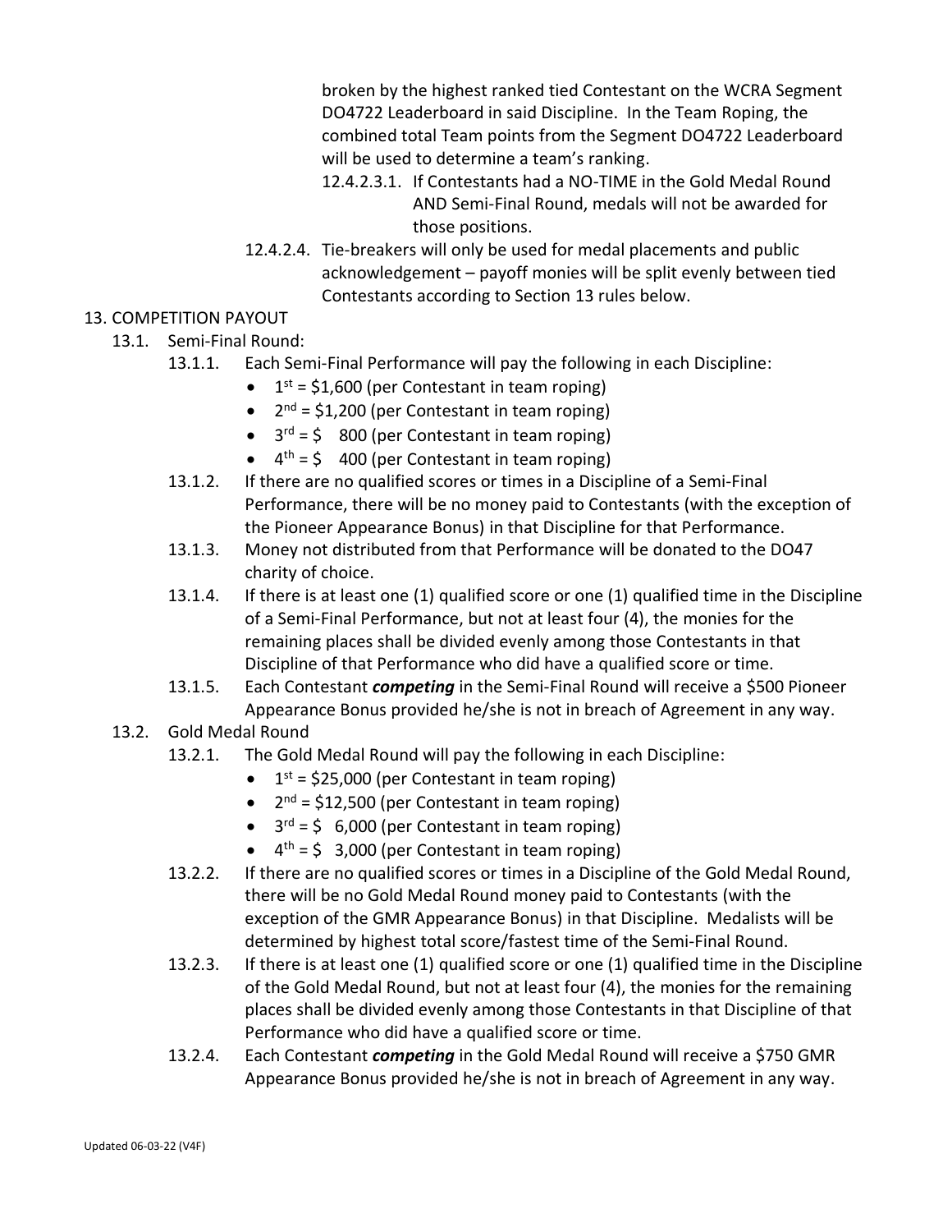broken by the highest ranked tied Contestant on the WCRA Segment DO4722 Leaderboard in said Discipline. In the Team Roping, the combined total Team points from the Segment DO4722 Leaderboard will be used to determine a team's ranking.

12.4.2.3.1. If Contestants had a NO-TIME in the Gold Medal Round AND Semi-Final Round, medals will not be awarded for those positions.

12.4.2.4. Tie-breakers will only be used for medal placements and public acknowledgement – payoff monies will be split evenly between tied Contestants according to Section 13 rules below.

## 13. COMPETITION PAYOUT

### 13.1. Semi-Final Round:

13.1.1. Each Semi-Final Performance will pay the following in each Discipline:

- 1st = $1,600 (per Contestant in team roping)
- 2nd = $1,200 (per Contestant in team roping)
- 3rd = $ 800 (per Contestant in team roping)
- 4th = $ 400 (per Contestant in team roping)

13.1.2. If there are no qualified scores or times in a Discipline of a Semi-Final Performance, there will be no money paid to Contestants (with the exception of the Pioneer Appearance Bonus) in that Discipline for that Performance.

13.1.3. Money not distributed from that Performance will be donated to the DO47 charity of choice.

13.1.4. If there is at least one (1) qualified score or one (1) qualified time in the Discipline of a Semi-Final Performance, but not at least four (4), the monies for the remaining places shall be divided evenly among those Contestants in that Discipline of that Performance who did have a qualified score or time.

13.1.5. Each Contestant ***competing*** in the Semi-Final Round will receive a $500 Pioneer Appearance Bonus provided he/she is not in breach of Agreement in any way.

### 13.2. Gold Medal Round

13.2.1. The Gold Medal Round will pay the following in each Discipline:

- 1st = $25,000 (per Contestant in team roping)
- 2nd = $12,500 (per Contestant in team roping)
- 3rd = $ 6,000 (per Contestant in team roping)
- 4th = $ 3,000 (per Contestant in team roping)

13.2.2. If there are no qualified scores or times in a Discipline of the Gold Medal Round, there will be no Gold Medal Round money paid to Contestants (with the exception of the GMR Appearance Bonus) in that Discipline. Medalists will be determined by highest total score/fastest time of the Semi-Final Round.

13.2.3. If there is at least one (1) qualified score or one (1) qualified time in the Discipline of the Gold Medal Round, but not at least four (4), the monies for the remaining places shall be divided evenly among those Contestants in that Discipline of that Performance who did have a qualified score or time.

13.2.4. Each Contestant ***competing*** in the Gold Medal Round will receive a $750 GMR Appearance Bonus provided he/she is not in breach of Agreement in any way.

Updated 06-03-22 (V4F)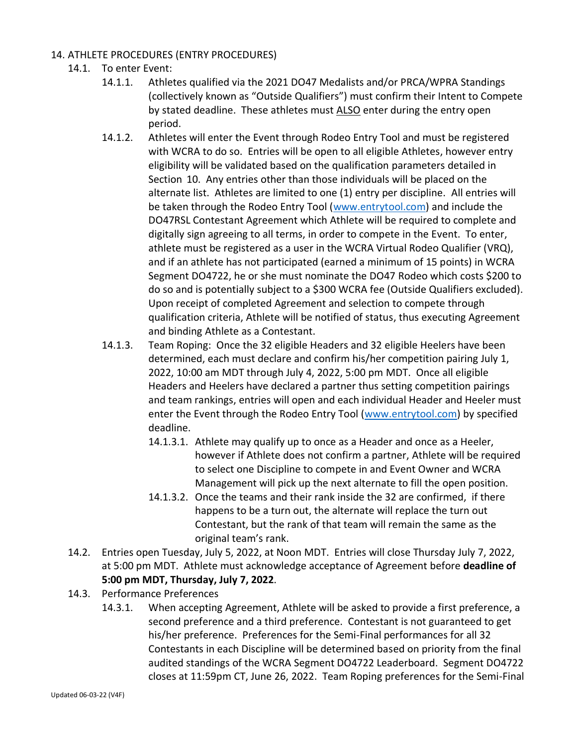## 14. ATHLETE PROCEDURES (ENTRY PROCEDURES)

- 14.1. To enter Event:
  - 14.1.1. Athletes qualified via the 2021 DO47 Medalists and/or PRCA/WPRA Standings (collectively known as "Outside Qualifiers") must confirm their Intent to Compete by stated deadline. These athletes must ALSO enter during the entry open period.
  - 14.1.2. Athletes will enter the Event through Rodeo Entry Tool and must be registered with WCRA to do so. Entries will be open to all eligible Athletes, however entry eligibility will be validated based on the qualification parameters detailed in Section 10. Any entries other than those individuals will be placed on the alternate list. Athletes are limited to one (1) entry per discipline. All entries will be taken through the Rodeo Entry Tool (www.entrytool.com) and include the DO47RSL Contestant Agreement which Athlete will be required to complete and digitally sign agreeing to all terms, in order to compete in the Event. To enter, athlete must be registered as a user in the WCRA Virtual Rodeo Qualifier (VRQ), and if an athlete has not participated (earned a minimum of 15 points) in WCRA Segment DO4722, he or she must nominate the DO47 Rodeo which costs $200 to do so and is potentially subject to a $300 WCRA fee (Outside Qualifiers excluded). Upon receipt of completed Agreement and selection to compete through qualification criteria, Athlete will be notified of status, thus executing Agreement and binding Athlete as a Contestant.
  - 14.1.3. Team Roping: Once the 32 eligible Headers and 32 eligible Heelers have been determined, each must declare and confirm his/her competition pairing July 1, 2022, 10:00 am MDT through July 4, 2022, 5:00 pm MDT. Once all eligible Headers and Heelers have declared a partner thus setting competition pairings and team rankings, entries will open and each individual Header and Heeler must enter the Event through the Rodeo Entry Tool (www.entrytool.com) by specified deadline.
    - 14.1.3.1. Athlete may qualify up to once as a Header and once as a Heeler, however if Athlete does not confirm a partner, Athlete will be required to select one Discipline to compete in and Event Owner and WCRA Management will pick up the next alternate to fill the open position.
    - 14.1.3.2. Once the teams and their rank inside the 32 are confirmed, if there happens to be a turn out, the alternate will replace the turn out Contestant, but the rank of that team will remain the same as the original team's rank.
- 14.2. Entries open Tuesday, July 5, 2022, at Noon MDT. Entries will close Thursday July 7, 2022, at 5:00 pm MDT. Athlete must acknowledge acceptance of Agreement before **deadline of 5:00 pm MDT, Thursday, July 7, 2022**.
- 14.3. Performance Preferences
  - 14.3.1. When accepting Agreement, Athlete will be asked to provide a first preference, a second preference and a third preference. Contestant is not guaranteed to get his/her preference. Preferences for the Semi-Final performances for all 32 Contestants in each Discipline will be determined based on priority from the final audited standings of the WCRA Segment DO4722 Leaderboard. Segment DO4722 closes at 11:59pm CT, June 26, 2022. Team Roping preferences for the Semi-Final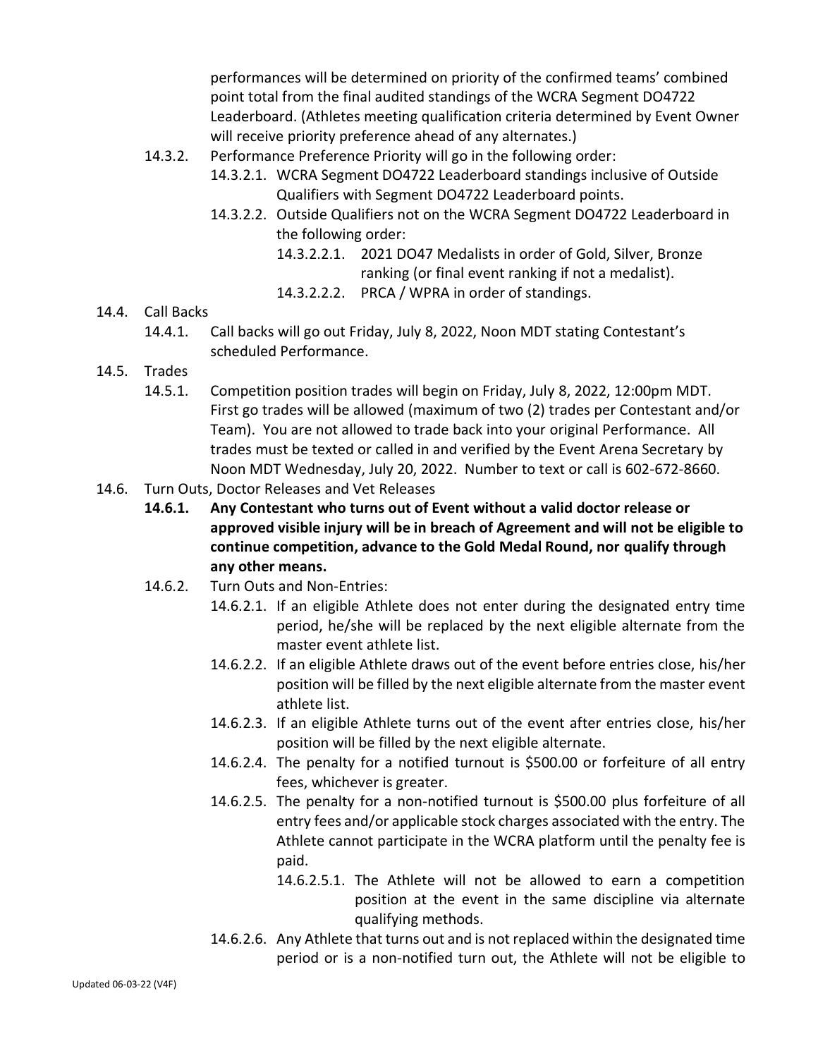performances will be determined on priority of the confirmed teams' combined point total from the final audited standings of the WCRA Segment DO4722 Leaderboard. (Athletes meeting qualification criteria determined by Event Owner will receive priority preference ahead of any alternates.)

- 14.3.2. Performance Preference Priority will go in the following order:
  - 14.3.2.1. WCRA Segment DO4722 Leaderboard standings inclusive of Outside Qualifiers with Segment DO4722 Leaderboard points.
  - 14.3.2.2. Outside Qualifiers not on the WCRA Segment DO4722 Leaderboard in the following order:
    - 14.3.2.2.1. 2021 DO47 Medalists in order of Gold, Silver, Bronze ranking (or final event ranking if not a medalist).
    - 14.3.2.2.2. PRCA / WPRA in order of standings.

14.4. Call Backs

- 14.4.1. Call backs will go out Friday, July 8, 2022, Noon MDT stating Contestant's scheduled Performance.

14.5. Trades

- 14.5.1. Competition position trades will begin on Friday, July 8, 2022, 12:00pm MDT. First go trades will be allowed (maximum of two (2) trades per Contestant and/or Team). You are not allowed to trade back into your original Performance. All trades must be texted or called in and verified by the Event Arena Secretary by Noon MDT Wednesday, July 20, 2022. Number to text or call is 602-672-8660.

14.6. Turn Outs, Doctor Releases and Vet Releases

- **14.6.1. Any Contestant who turns out of Event without a valid doctor release or approved visible injury will be in breach of Agreement and will not be eligible to continue competition, advance to the Gold Medal Round, nor qualify through any other means.**
- 14.6.2. Turn Outs and Non-Entries:
  - 14.6.2.1. If an eligible Athlete does not enter during the designated entry time period, he/she will be replaced by the next eligible alternate from the master event athlete list.
  - 14.6.2.2. If an eligible Athlete draws out of the event before entries close, his/her position will be filled by the next eligible alternate from the master event athlete list.
  - 14.6.2.3. If an eligible Athlete turns out of the event after entries close, his/her position will be filled by the next eligible alternate.
  - 14.6.2.4. The penalty for a notified turnout is $500.00 or forfeiture of all entry fees, whichever is greater.
  - 14.6.2.5. The penalty for a non-notified turnout is $500.00 plus forfeiture of all entry fees and/or applicable stock charges associated with the entry. The Athlete cannot participate in the WCRA platform until the penalty fee is paid.
    - 14.6.2.5.1. The Athlete will not be allowed to earn a competition position at the event in the same discipline via alternate qualifying methods.
  - 14.6.2.6. Any Athlete that turns out and is not replaced within the designated time period or is a non-notified turn out, the Athlete will not be eligible to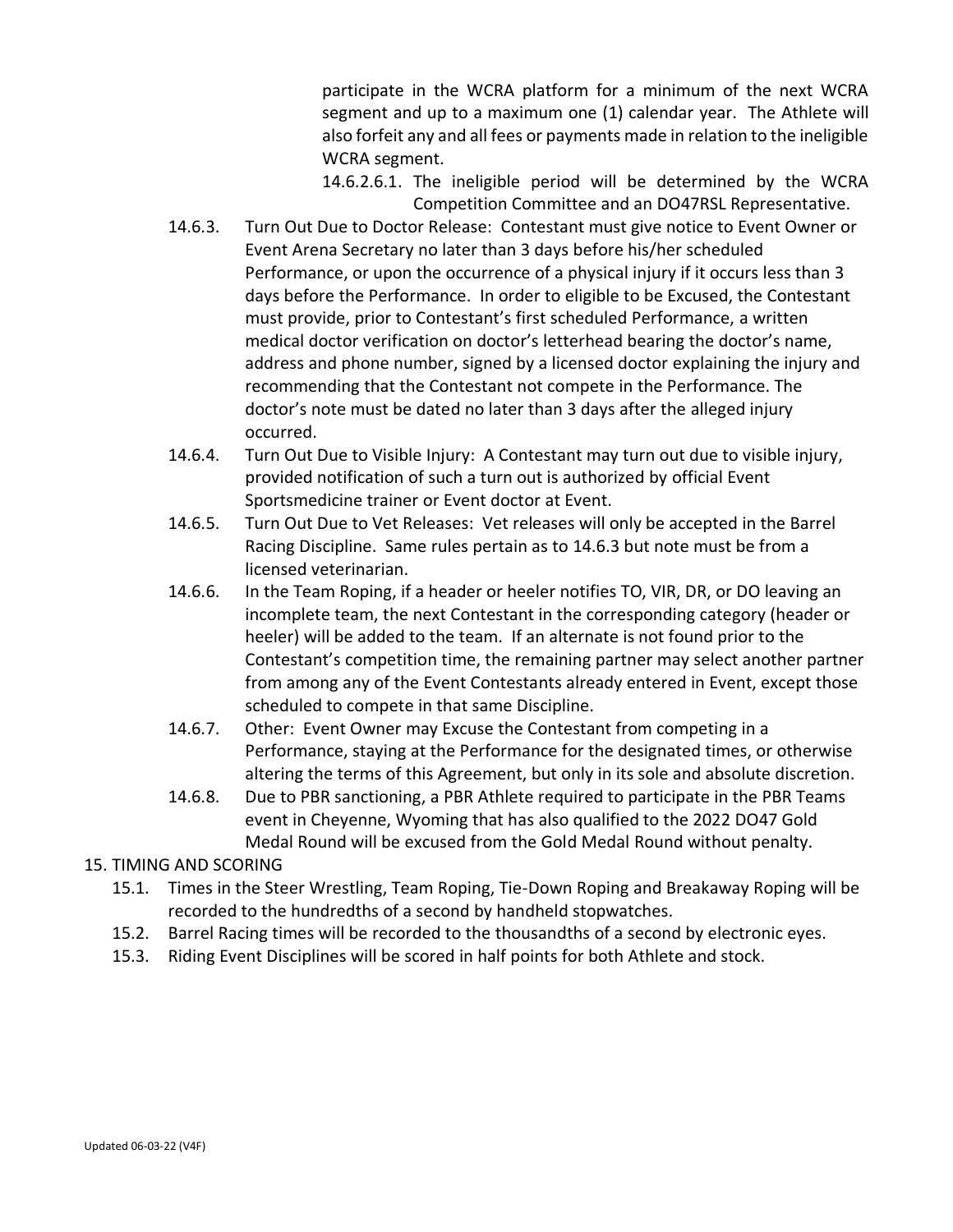participate in the WCRA platform for a minimum of the next WCRA segment and up to a maximum one (1) calendar year. The Athlete will also forfeit any and all fees or payments made in relation to the ineligible WCRA segment.

14.6.2.6.1. The ineligible period will be determined by the WCRA Competition Committee and an DO47RSL Representative.

14.6.3. Turn Out Due to Doctor Release: Contestant must give notice to Event Owner or Event Arena Secretary no later than 3 days before his/her scheduled Performance, or upon the occurrence of a physical injury if it occurs less than 3 days before the Performance. In order to eligible to be Excused, the Contestant must provide, prior to Contestant's first scheduled Performance, a written medical doctor verification on doctor's letterhead bearing the doctor's name, address and phone number, signed by a licensed doctor explaining the injury and recommending that the Contestant not compete in the Performance. The doctor's note must be dated no later than 3 days after the alleged injury occurred.

14.6.4. Turn Out Due to Visible Injury: A Contestant may turn out due to visible injury, provided notification of such a turn out is authorized by official Event Sportsmedicine trainer or Event doctor at Event.

14.6.5. Turn Out Due to Vet Releases: Vet releases will only be accepted in the Barrel Racing Discipline. Same rules pertain as to 14.6.3 but note must be from a licensed veterinarian.

14.6.6. In the Team Roping, if a header or heeler notifies TO, VIR, DR, or DO leaving an incomplete team, the next Contestant in the corresponding category (header or heeler) will be added to the team. If an alternate is not found prior to the Contestant's competition time, the remaining partner may select another partner from among any of the Event Contestants already entered in Event, except those scheduled to compete in that same Discipline.

14.6.7. Other: Event Owner may Excuse the Contestant from competing in a Performance, staying at the Performance for the designated times, or otherwise altering the terms of this Agreement, but only in its sole and absolute discretion.

14.6.8. Due to PBR sanctioning, a PBR Athlete required to participate in the PBR Teams event in Cheyenne, Wyoming that has also qualified to the 2022 DO47 Gold Medal Round will be excused from the Gold Medal Round without penalty.

## 15. TIMING AND SCORING

15.1. Times in the Steer Wrestling, Team Roping, Tie-Down Roping and Breakaway Roping will be recorded to the hundredths of a second by handheld stopwatches.

15.2. Barrel Racing times will be recorded to the thousandths of a second by electronic eyes.

15.3. Riding Event Disciplines will be scored in half points for both Athlete and stock.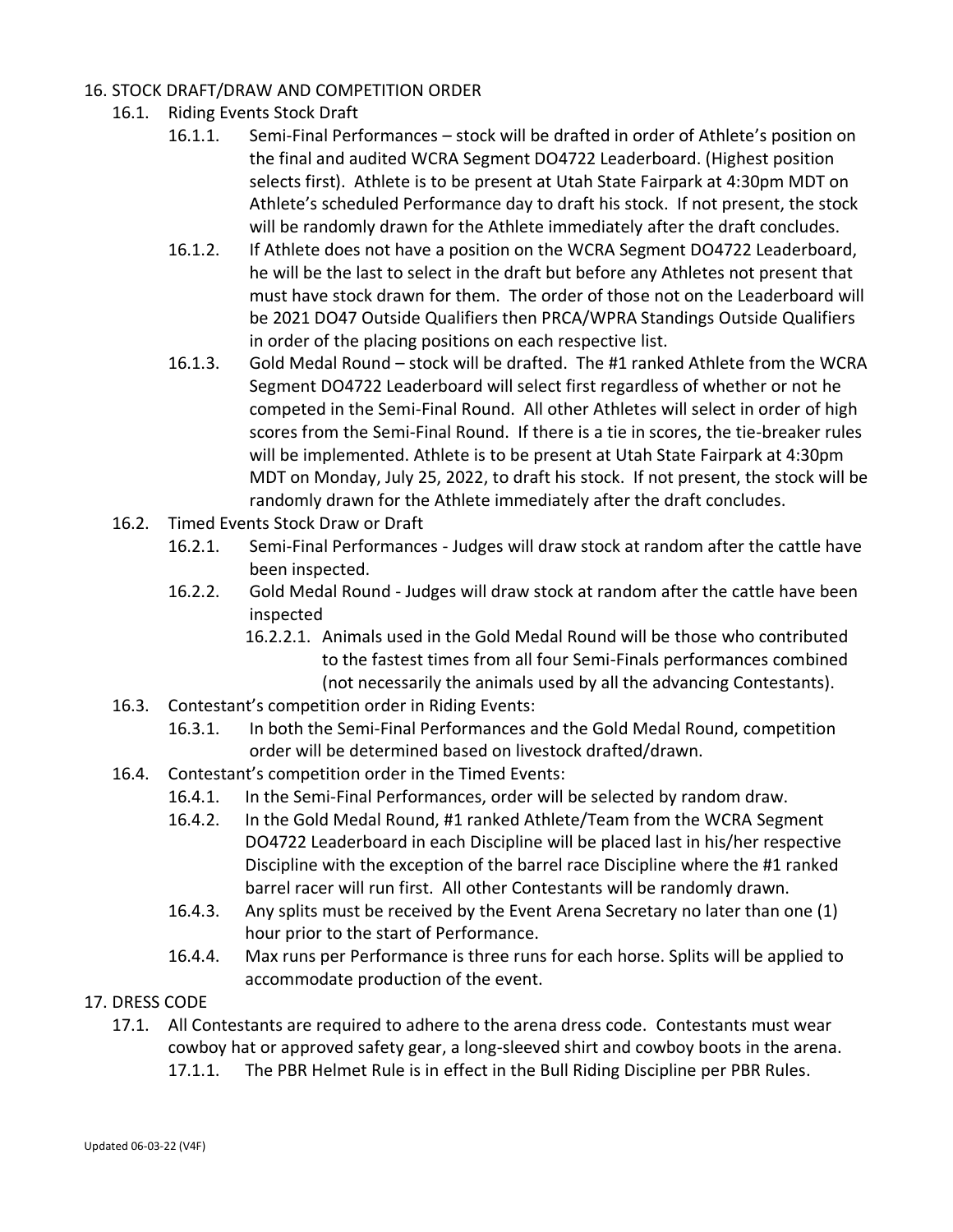## 16. STOCK DRAFT/DRAW AND COMPETITION ORDER

### 16.1. Riding Events Stock Draft

16.1.1. Semi-Final Performances – stock will be drafted in order of Athlete's position on the final and audited WCRA Segment DO4722 Leaderboard. (Highest position selects first). Athlete is to be present at Utah State Fairpark at 4:30pm MDT on Athlete's scheduled Performance day to draft his stock. If not present, the stock will be randomly drawn for the Athlete immediately after the draft concludes.

16.1.2. If Athlete does not have a position on the WCRA Segment DO4722 Leaderboard, he will be the last to select in the draft but before any Athletes not present that must have stock drawn for them. The order of those not on the Leaderboard will be 2021 DO47 Outside Qualifiers then PRCA/WPRA Standings Outside Qualifiers in order of the placing positions on each respective list.

16.1.3. Gold Medal Round – stock will be drafted. The #1 ranked Athlete from the WCRA Segment DO4722 Leaderboard will select first regardless of whether or not he competed in the Semi-Final Round. All other Athletes will select in order of high scores from the Semi-Final Round. If there is a tie in scores, the tie-breaker rules will be implemented. Athlete is to be present at Utah State Fairpark at 4:30pm MDT on Monday, July 25, 2022, to draft his stock. If not present, the stock will be randomly drawn for the Athlete immediately after the draft concludes.

### 16.2. Timed Events Stock Draw or Draft

16.2.1. Semi-Final Performances - Judges will draw stock at random after the cattle have been inspected.

16.2.2. Gold Medal Round - Judges will draw stock at random after the cattle have been inspected

16.2.2.1. Animals used in the Gold Medal Round will be those who contributed to the fastest times from all four Semi-Finals performances combined (not necessarily the animals used by all the advancing Contestants).

### 16.3. Contestant's competition order in Riding Events:

16.3.1. In both the Semi-Final Performances and the Gold Medal Round, competition order will be determined based on livestock drafted/drawn.

### 16.4. Contestant's competition order in the Timed Events:

16.4.1. In the Semi-Final Performances, order will be selected by random draw.

16.4.2. In the Gold Medal Round, #1 ranked Athlete/Team from the WCRA Segment DO4722 Leaderboard in each Discipline will be placed last in his/her respective Discipline with the exception of the barrel race Discipline where the #1 ranked barrel racer will run first. All other Contestants will be randomly drawn.

16.4.3. Any splits must be received by the Event Arena Secretary no later than one (1) hour prior to the start of Performance.

16.4.4. Max runs per Performance is three runs for each horse. Splits will be applied to accommodate production of the event.

## 17. DRESS CODE

17.1. All Contestants are required to adhere to the arena dress code. Contestants must wear cowboy hat or approved safety gear, a long-sleeved shirt and cowboy boots in the arena.

17.1.1. The PBR Helmet Rule is in effect in the Bull Riding Discipline per PBR Rules.

Updated 06-03-22 (V4F)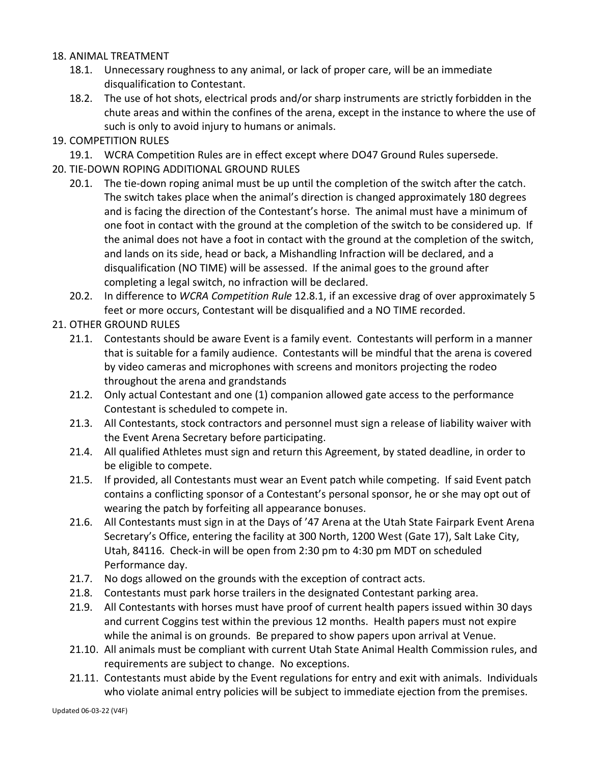18. ANIMAL TREATMENT
    18.1. Unnecessary roughness to any animal, or lack of proper care, will be an immediate disqualification to Contestant.
    18.2. The use of hot shots, electrical prods and/or sharp instruments are strictly forbidden in the chute areas and within the confines of the arena, except in the instance to where the use of such is only to avoid injury to humans or animals.
19. COMPETITION RULES
    19.1. WCRA Competition Rules are in effect except where DO47 Ground Rules supersede.
20. TIE-DOWN ROPING ADDITIONAL GROUND RULES
    20.1. The tie-down roping animal must be up until the completion of the switch after the catch. The switch takes place when the animal's direction is changed approximately 180 degrees and is facing the direction of the Contestant's horse. The animal must have a minimum of one foot in contact with the ground at the completion of the switch to be considered up. If the animal does not have a foot in contact with the ground at the completion of the switch, and lands on its side, head or back, a Mishandling Infraction will be declared, and a disqualification (NO TIME) will be assessed. If the animal goes to the ground after completing a legal switch, no infraction will be declared.
    20.2. In difference to *WCRA Competition Rule* 12.8.1, if an excessive drag of over approximately 5 feet or more occurs, Contestant will be disqualified and a NO TIME recorded.
21. OTHER GROUND RULES
    21.1. Contestants should be aware Event is a family event. Contestants will perform in a manner that is suitable for a family audience. Contestants will be mindful that the arena is covered by video cameras and microphones with screens and monitors projecting the rodeo throughout the arena and grandstands
    21.2. Only actual Contestant and one (1) companion allowed gate access to the performance Contestant is scheduled to compete in.
    21.3. All Contestants, stock contractors and personnel must sign a release of liability waiver with the Event Arena Secretary before participating.
    21.4. All qualified Athletes must sign and return this Agreement, by stated deadline, in order to be eligible to compete.
    21.5. If provided, all Contestants must wear an Event patch while competing. If said Event patch contains a conflicting sponsor of a Contestant's personal sponsor, he or she may opt out of wearing the patch by forfeiting all appearance bonuses.
    21.6. All Contestants must sign in at the Days of '47 Arena at the Utah State Fairpark Event Arena Secretary's Office, entering the facility at 300 North, 1200 West (Gate 17), Salt Lake City, Utah, 84116. Check-in will be open from 2:30 pm to 4:30 pm MDT on scheduled Performance day.
    21.7. No dogs allowed on the grounds with the exception of contract acts.
    21.8. Contestants must park horse trailers in the designated Contestant parking area.
    21.9. All Contestants with horses must have proof of current health papers issued within 30 days and current Coggins test within the previous 12 months. Health papers must not expire while the animal is on grounds. Be prepared to show papers upon arrival at Venue.
    21.10. All animals must be compliant with current Utah State Animal Health Commission rules, and requirements are subject to change. No exceptions.
    21.11. Contestants must abide by the Event regulations for entry and exit with animals. Individuals who violate animal entry policies will be subject to immediate ejection from the premises.

Updated 06-03-22 (V4F)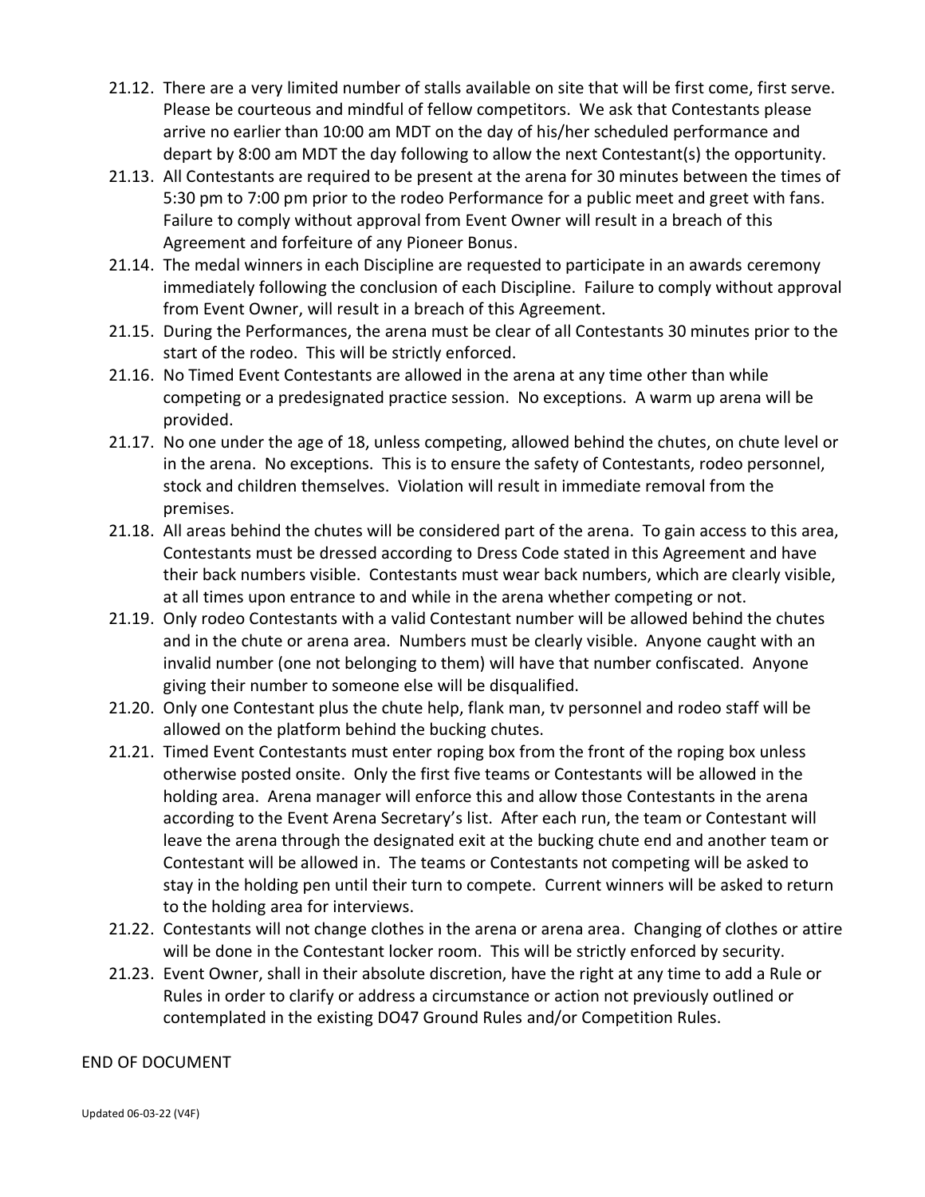21.12. There are a very limited number of stalls available on site that will be first come, first serve. Please be courteous and mindful of fellow competitors. We ask that Contestants please arrive no earlier than 10:00 am MDT on the day of his/her scheduled performance and depart by 8:00 am MDT the day following to allow the next Contestant(s) the opportunity.

21.13. All Contestants are required to be present at the arena for 30 minutes between the times of 5:30 pm to 7:00 pm prior to the rodeo Performance for a public meet and greet with fans. Failure to comply without approval from Event Owner will result in a breach of this Agreement and forfeiture of any Pioneer Bonus.

21.14. The medal winners in each Discipline are requested to participate in an awards ceremony immediately following the conclusion of each Discipline. Failure to comply without approval from Event Owner, will result in a breach of this Agreement.

21.15. During the Performances, the arena must be clear of all Contestants 30 minutes prior to the start of the rodeo. This will be strictly enforced.

21.16. No Timed Event Contestants are allowed in the arena at any time other than while competing or a predesignated practice session. No exceptions. A warm up arena will be provided.

21.17. No one under the age of 18, unless competing, allowed behind the chutes, on chute level or in the arena. No exceptions. This is to ensure the safety of Contestants, rodeo personnel, stock and children themselves. Violation will result in immediate removal from the premises.

21.18. All areas behind the chutes will be considered part of the arena. To gain access to this area, Contestants must be dressed according to Dress Code stated in this Agreement and have their back numbers visible. Contestants must wear back numbers, which are clearly visible, at all times upon entrance to and while in the arena whether competing or not.

21.19. Only rodeo Contestants with a valid Contestant number will be allowed behind the chutes and in the chute or arena area. Numbers must be clearly visible. Anyone caught with an invalid number (one not belonging to them) will have that number confiscated. Anyone giving their number to someone else will be disqualified.

21.20. Only one Contestant plus the chute help, flank man, tv personnel and rodeo staff will be allowed on the platform behind the bucking chutes.

21.21. Timed Event Contestants must enter roping box from the front of the roping box unless otherwise posted onsite. Only the first five teams or Contestants will be allowed in the holding area. Arena manager will enforce this and allow those Contestants in the arena according to the Event Arena Secretary's list. After each run, the team or Contestant will leave the arena through the designated exit at the bucking chute end and another team or Contestant will be allowed in. The teams or Contestants not competing will be asked to stay in the holding pen until their turn to compete. Current winners will be asked to return to the holding area for interviews.

21.22. Contestants will not change clothes in the arena or arena area. Changing of clothes or attire will be done in the Contestant locker room. This will be strictly enforced by security.

21.23. Event Owner, shall in their absolute discretion, have the right at any time to add a Rule or Rules in order to clarify or address a circumstance or action not previously outlined or contemplated in the existing DO47 Ground Rules and/or Competition Rules.

END OF DOCUMENT

Updated 06-03-22 (V4F)